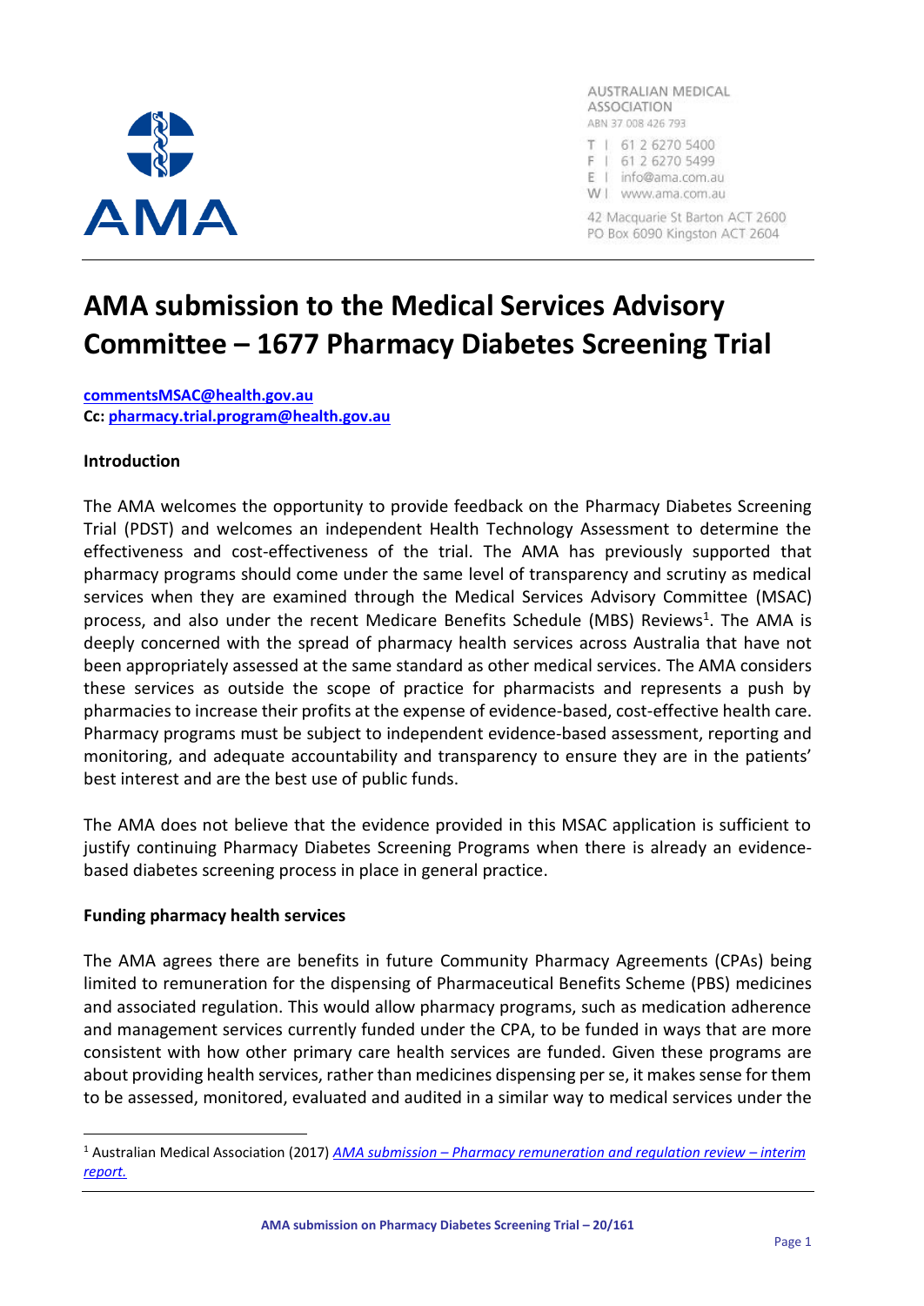AUSTRALIAN MEDICAL ASSOCIATION
ABN 37 008 426 793

T | 61 2 6270 5400
F | 61 2 6270 5499
E | info@ama.com.au
W | www.ama.com.au

42 Macquarie St Barton ACT 2600
PO Box 6090 Kingston ACT 2604

# AMA submission to the Medical Services Advisory Committee – 1677 Pharmacy Diabetes Screening Trial

**commentsMSAC@health.gov.au**
**Cc: pharmacy.trial.program@health.gov.au**

**Introduction**

The AMA welcomes the opportunity to provide feedback on the Pharmacy Diabetes Screening Trial (PDST) and welcomes an independent Health Technology Assessment to determine the effectiveness and cost-effectiveness of the trial. The AMA has previously supported that pharmacy programs should come under the same level of transparency and scrutiny as medical services when they are examined through the Medical Services Advisory Committee (MSAC) process, and also under the recent Medicare Benefits Schedule (MBS) Reviews[1]. The AMA is deeply concerned with the spread of pharmacy health services across Australia that have not been appropriately assessed at the same standard as other medical services. The AMA considers these services as outside the scope of practice for pharmacists and represents a push by pharmacies to increase their profits at the expense of evidence-based, cost-effective health care. Pharmacy programs must be subject to independent evidence-based assessment, reporting and monitoring, and adequate accountability and transparency to ensure they are in the patients' best interest and are the best use of public funds.

The AMA does not believe that the evidence provided in this MSAC application is sufficient to justify continuing Pharmacy Diabetes Screening Programs when there is already an evidence-based diabetes screening process in place in general practice.

**Funding pharmacy health services**

The AMA agrees there are benefits in future Community Pharmacy Agreements (CPAs) being limited to remuneration for the dispensing of Pharmaceutical Benefits Scheme (PBS) medicines and associated regulation. This would allow pharmacy programs, such as medication adherence and management services currently funded under the CPA, to be funded in ways that are more consistent with how other primary care health services are funded. Given these programs are about providing health services, rather than medicines dispensing per se, it makes sense for them to be assessed, monitored, evaluated and audited in a similar way to medical services under the

[1] Australian Medical Association (2017) *AMA submission – Pharmacy remuneration and regulation review – interim report.*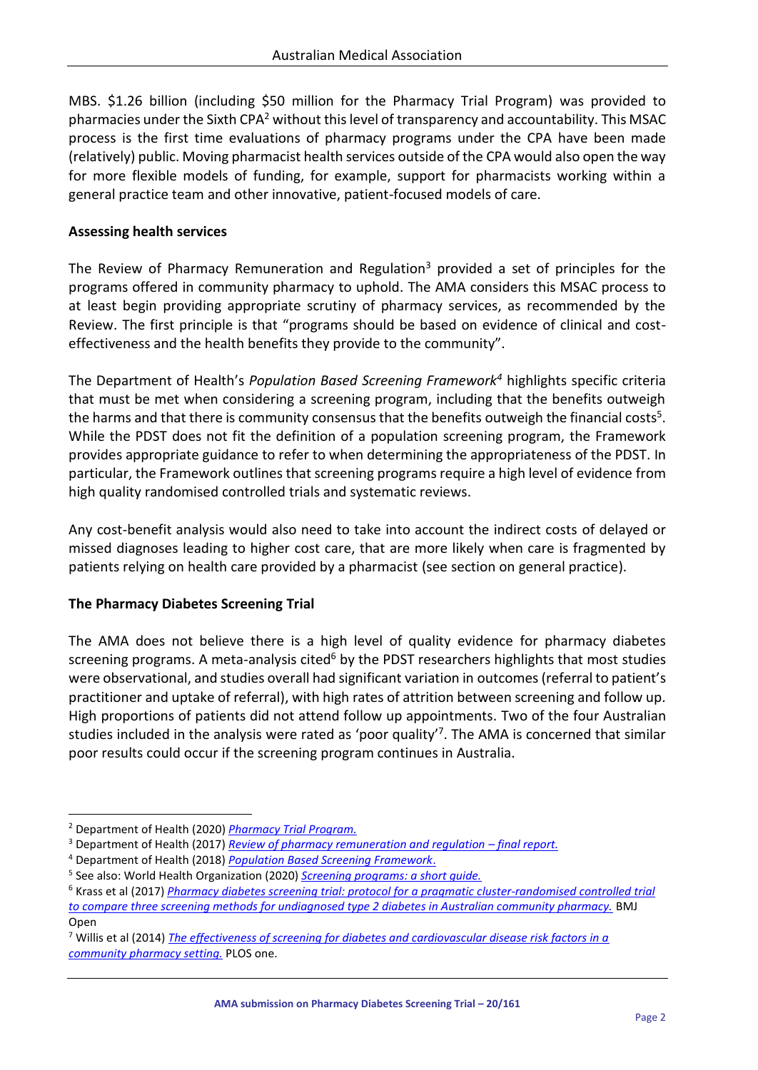MBS. $1.26 billion (including $50 million for the Pharmacy Trial Program) was provided to pharmacies under the Sixth CPA[2] without this level of transparency and accountability. This MSAC process is the first time evaluations of pharmacy programs under the CPA have been made (relatively) public. Moving pharmacist health services outside of the CPA would also open the way for more flexible models of funding, for example, support for pharmacists working within a general practice team and other innovative, patient-focused models of care.

**Assessing health services**

The Review of Pharmacy Remuneration and Regulation[3] provided a set of principles for the programs offered in community pharmacy to uphold. The AMA considers this MSAC process to at least begin providing appropriate scrutiny of pharmacy services, as recommended by the Review. The first principle is that "programs should be based on evidence of clinical and cost-effectiveness and the health benefits they provide to the community".

The Department of Health's *Population Based Screening Framework*[4] highlights specific criteria that must be met when considering a screening program, including that the benefits outweigh the harms and that there is community consensus that the benefits outweigh the financial costs[5]. While the PDST does not fit the definition of a population screening program, the Framework provides appropriate guidance to refer to when determining the appropriateness of the PDST. In particular, the Framework outlines that screening programs require a high level of evidence from high quality randomised controlled trials and systematic reviews.

Any cost-benefit analysis would also need to take into account the indirect costs of delayed or missed diagnoses leading to higher cost care, that are more likely when care is fragmented by patients relying on health care provided by a pharmacist (see section on general practice).

**The Pharmacy Diabetes Screening Trial**

The AMA does not believe there is a high level of quality evidence for pharmacy diabetes screening programs. A meta-analysis cited[6] by the PDST researchers highlights that most studies were observational, and studies overall had significant variation in outcomes (referral to patient's practitioner and uptake of referral), with high rates of attrition between screening and follow up. High proportions of patients did not attend follow up appointments. Two of the four Australian studies included in the analysis were rated as 'poor quality'[7]. The AMA is concerned that similar poor results could occur if the screening program continues in Australia.

---

[2] Department of Health (2020) *Pharmacy Trial Program.*

[3] Department of Health (2017) *Review of pharmacy remuneration and regulation – final report.*

[4] Department of Health (2018) *Population Based Screening Framework*.

[5] See also: World Health Organization (2020) *Screening programs: a short guide.*

[6] Krass et al (2017) *Pharmacy diabetes screening trial: protocol for a pragmatic cluster-randomised controlled trial to compare three screening methods for undiagnosed type 2 diabetes in Australian community pharmacy.* BMJ Open

[7] Willis et al (2014) *The effectiveness of screening for diabetes and cardiovascular disease risk factors in a community pharmacy setting.* PLOS one.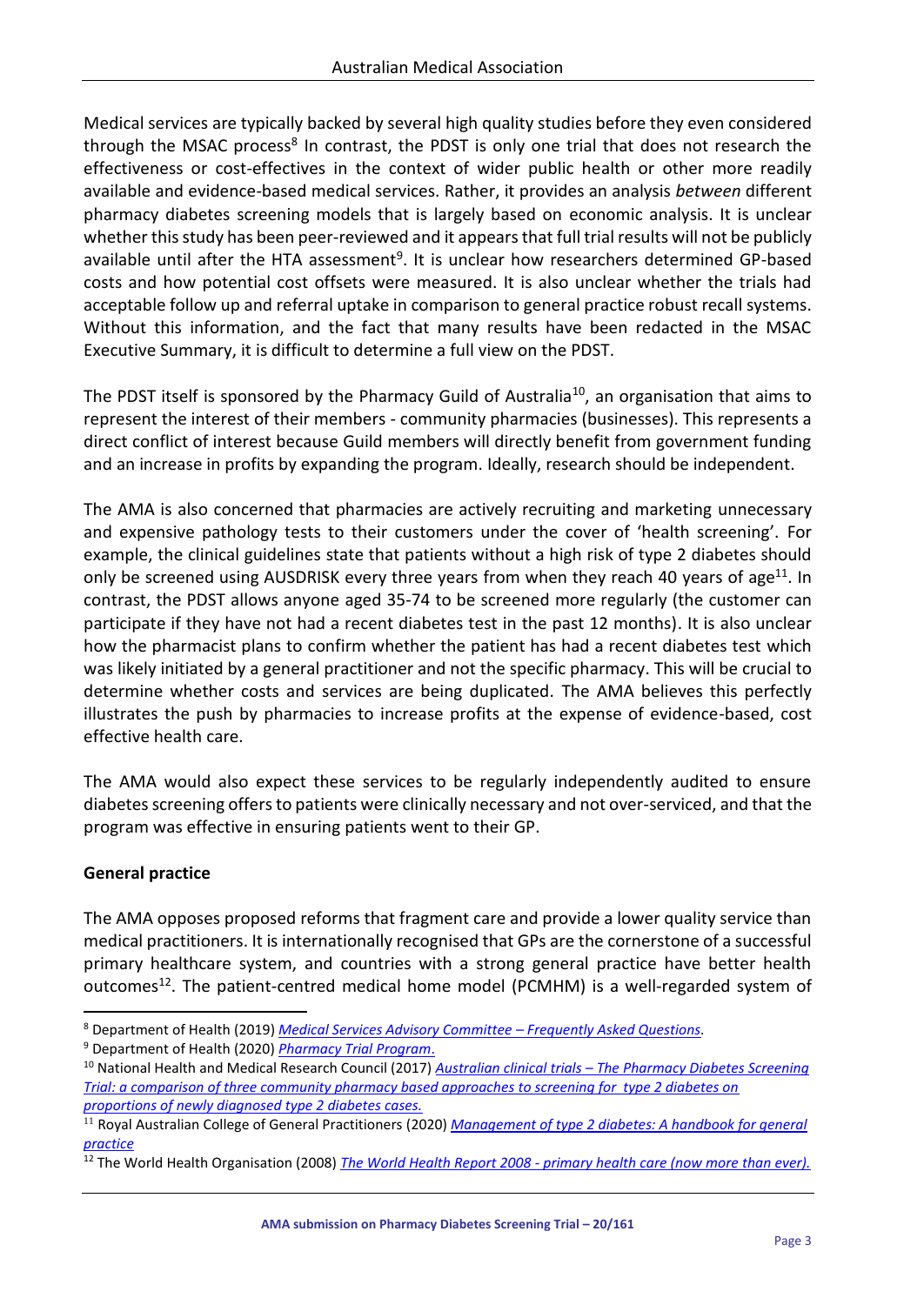Medical services are typically backed by several high quality studies before they even considered through the MSAC process[8] In contrast, the PDST is only one trial that does not research the effectiveness or cost-effectives in the context of wider public health or other more readily available and evidence-based medical services. Rather, it provides an analysis *between* different pharmacy diabetes screening models that is largely based on economic analysis. It is unclear whether this study has been peer-reviewed and it appears that full trial results will not be publicly available until after the HTA assessment[9]. It is unclear how researchers determined GP-based costs and how potential cost offsets were measured. It is also unclear whether the trials had acceptable follow up and referral uptake in comparison to general practice robust recall systems. Without this information, and the fact that many results have been redacted in the MSAC Executive Summary, it is difficult to determine a full view on the PDST.

The PDST itself is sponsored by the Pharmacy Guild of Australia[10], an organisation that aims to represent the interest of their members - community pharmacies (businesses). This represents a direct conflict of interest because Guild members will directly benefit from government funding and an increase in profits by expanding the program. Ideally, research should be independent.

The AMA is also concerned that pharmacies are actively recruiting and marketing unnecessary and expensive pathology tests to their customers under the cover of 'health screening'. For example, the clinical guidelines state that patients without a high risk of type 2 diabetes should only be screened using AUSDRISK every three years from when they reach 40 years of age[11]. In contrast, the PDST allows anyone aged 35-74 to be screened more regularly (the customer can participate if they have not had a recent diabetes test in the past 12 months). It is also unclear how the pharmacist plans to confirm whether the patient has had a recent diabetes test which was likely initiated by a general practitioner and not the specific pharmacy. This will be crucial to determine whether costs and services are being duplicated. The AMA believes this perfectly illustrates the push by pharmacies to increase profits at the expense of evidence-based, cost effective health care.

The AMA would also expect these services to be regularly independently audited to ensure diabetes screening offers to patients were clinically necessary and not over-serviced, and that the program was effective in ensuring patients went to their GP.

**General practice**

The AMA opposes proposed reforms that fragment care and provide a lower quality service than medical practitioners. It is internationally recognised that GPs are the cornerstone of a successful primary healthcare system, and countries with a strong general practice have better health outcomes[12]. The patient-centred medical home model (PCMHM) is a well-regarded system of

---

[8] Department of Health (2019) *Medical Services Advisory Committee – Frequently Asked Questions*.

[9] Department of Health (2020) *Pharmacy Trial Program*.

[10] National Health and Medical Research Council (2017) *Australian clinical trials – The Pharmacy Diabetes Screening Trial: a comparison of three community pharmacy based approaches to screening for type 2 diabetes on proportions of newly diagnosed type 2 diabetes cases.*

[11] Royal Australian College of General Practitioners (2020) *Management of type 2 diabetes: A handbook for general practice*

[12] The World Health Organisation (2008) *The World Health Report 2008 - primary health care (now more than ever).*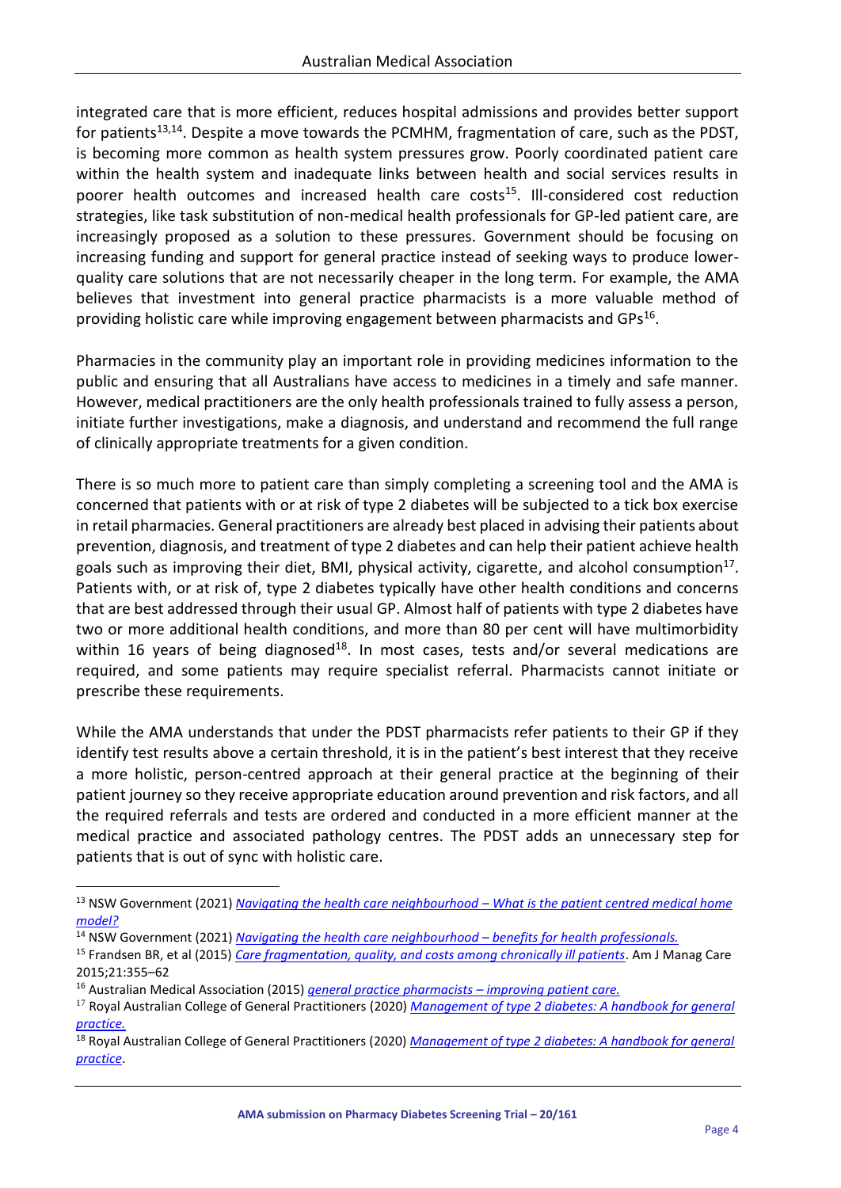integrated care that is more efficient, reduces hospital admissions and provides better support for patients[13,14]. Despite a move towards the PCMHM, fragmentation of care, such as the PDST, is becoming more common as health system pressures grow. Poorly coordinated patient care within the health system and inadequate links between health and social services results in poorer health outcomes and increased health care costs[15]. Ill-considered cost reduction strategies, like task substitution of non-medical health professionals for GP-led patient care, are increasingly proposed as a solution to these pressures. Government should be focusing on increasing funding and support for general practice instead of seeking ways to produce lower-quality care solutions that are not necessarily cheaper in the long term. For example, the AMA believes that investment into general practice pharmacists is a more valuable method of providing holistic care while improving engagement between pharmacists and GPs[16].

Pharmacies in the community play an important role in providing medicines information to the public and ensuring that all Australians have access to medicines in a timely and safe manner. However, medical practitioners are the only health professionals trained to fully assess a person, initiate further investigations, make a diagnosis, and understand and recommend the full range of clinically appropriate treatments for a given condition.

There is so much more to patient care than simply completing a screening tool and the AMA is concerned that patients with or at risk of type 2 diabetes will be subjected to a tick box exercise in retail pharmacies. General practitioners are already best placed in advising their patients about prevention, diagnosis, and treatment of type 2 diabetes and can help their patient achieve health goals such as improving their diet, BMI, physical activity, cigarette, and alcohol consumption[17]. Patients with, or at risk of, type 2 diabetes typically have other health conditions and concerns that are best addressed through their usual GP. Almost half of patients with type 2 diabetes have two or more additional health conditions, and more than 80 per cent will have multimorbidity within 16 years of being diagnosed[18]. In most cases, tests and/or several medications are required, and some patients may require specialist referral. Pharmacists cannot initiate or prescribe these requirements.

While the AMA understands that under the PDST pharmacists refer patients to their GP if they identify test results above a certain threshold, it is in the patient's best interest that they receive a more holistic, person-centred approach at their general practice at the beginning of their patient journey so they receive appropriate education around prevention and risk factors, and all the required referrals and tests are ordered and conducted in a more efficient manner at the medical practice and associated pathology centres. The PDST adds an unnecessary step for patients that is out of sync with holistic care.

---

[13] NSW Government (2021) *Navigating the health care neighbourhood – What is the patient centred medical home model?*

[14] NSW Government (2021) *Navigating the health care neighbourhood – benefits for health professionals.*

[15] Frandsen BR, et al (2015) *Care fragmentation, quality, and costs among chronically ill patients*. Am J Manag Care 2015;21:355–62

[16] Australian Medical Association (2015) *general practice pharmacists – improving patient care.*

[17] Royal Australian College of General Practitioners (2020) *Management of type 2 diabetes: A handbook for general practice.*

[18] Royal Australian College of General Practitioners (2020) *Management of type 2 diabetes: A handbook for general practice*.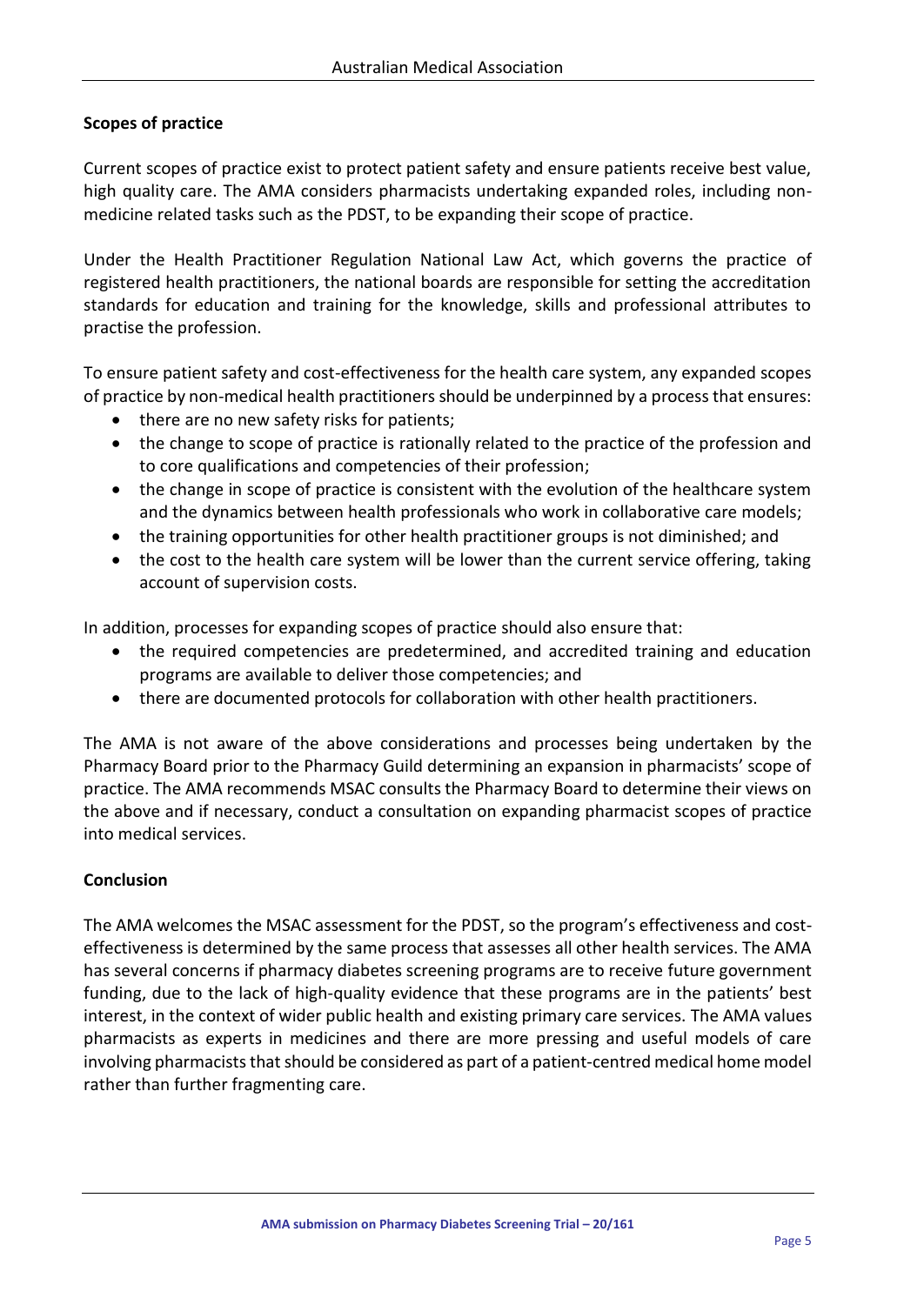**Scopes of practice**

Current scopes of practice exist to protect patient safety and ensure patients receive best value, high quality care. The AMA considers pharmacists undertaking expanded roles, including non-medicine related tasks such as the PDST, to be expanding their scope of practice.

Under the Health Practitioner Regulation National Law Act, which governs the practice of registered health practitioners, the national boards are responsible for setting the accreditation standards for education and training for the knowledge, skills and professional attributes to practise the profession.

To ensure patient safety and cost-effectiveness for the health care system, any expanded scopes of practice by non-medical health practitioners should be underpinned by a process that ensures:

- there are no new safety risks for patients;
- the change to scope of practice is rationally related to the practice of the profession and to core qualifications and competencies of their profession;
- the change in scope of practice is consistent with the evolution of the healthcare system and the dynamics between health professionals who work in collaborative care models;
- the training opportunities for other health practitioner groups is not diminished; and
- the cost to the health care system will be lower than the current service offering, taking account of supervision costs.

In addition, processes for expanding scopes of practice should also ensure that:

- the required competencies are predetermined, and accredited training and education programs are available to deliver those competencies; and
- there are documented protocols for collaboration with other health practitioners.

The AMA is not aware of the above considerations and processes being undertaken by the Pharmacy Board prior to the Pharmacy Guild determining an expansion in pharmacists' scope of practice. The AMA recommends MSAC consults the Pharmacy Board to determine their views on the above and if necessary, conduct a consultation on expanding pharmacist scopes of practice into medical services.

**Conclusion**

The AMA welcomes the MSAC assessment for the PDST, so the program's effectiveness and cost-effectiveness is determined by the same process that assesses all other health services. The AMA has several concerns if pharmacy diabetes screening programs are to receive future government funding, due to the lack of high-quality evidence that these programs are in the patients' best interest, in the context of wider public health and existing primary care services. The AMA values pharmacists as experts in medicines and there are more pressing and useful models of care involving pharmacists that should be considered as part of a patient-centred medical home model rather than further fragmenting care.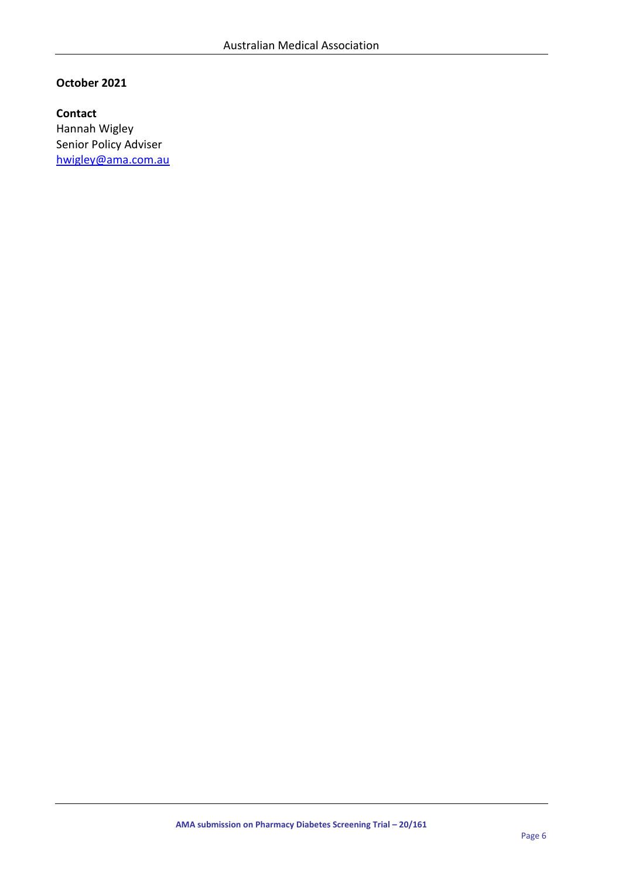**October 2021**

**Contact**
Hannah Wigley
Senior Policy Adviser
[hwigley@ama.com.au](mailto:hwigley@ama.com.au)